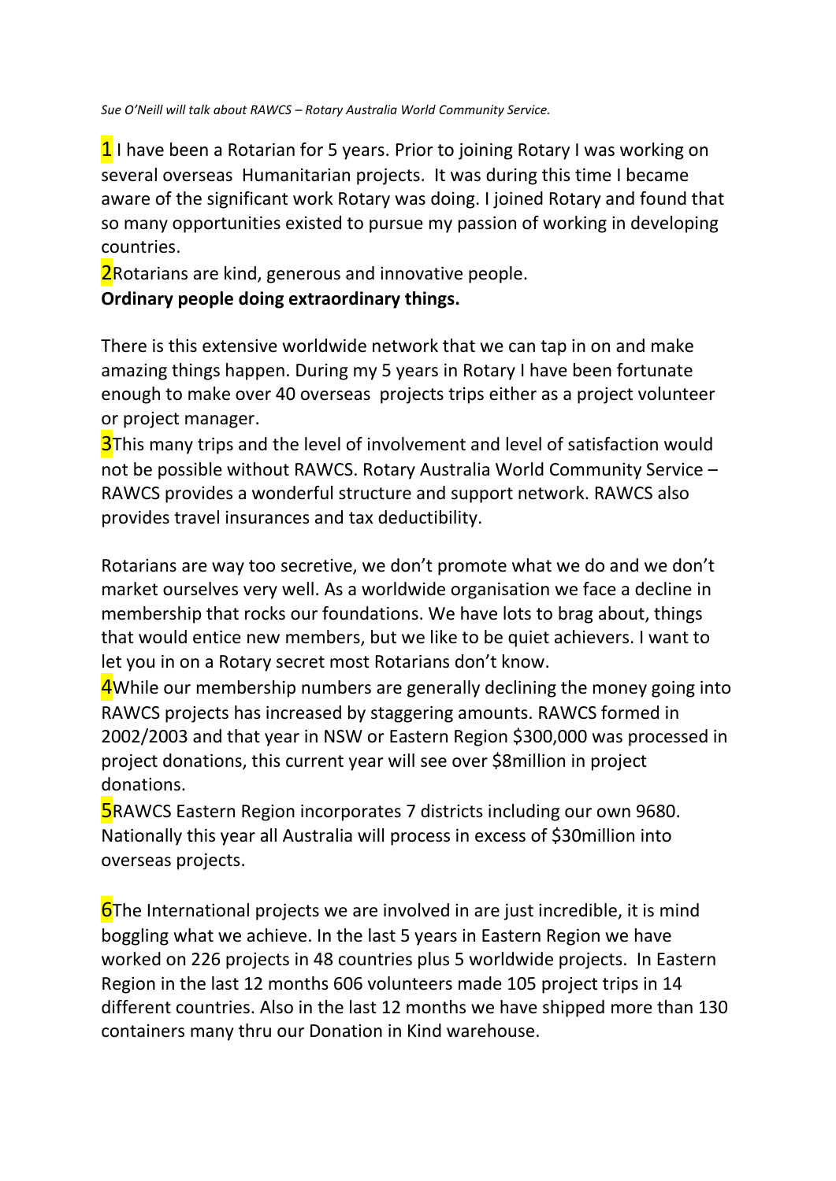*Sue O'Neill will talk about RAWCS – Rotary Australia World Community Service.*

1 I have been a Rotarian for 5 years. Prior to joining Rotary I was working on several overseas Humanitarian projects. It was during this time I became aware of the significant work Rotary was doing. I joined Rotary and found that so many opportunities existed to pursue my passion of working in developing countries.

2Rotarians are kind, generous and innovative people.

**Ordinary people doing extraordinary things.**

There is this extensive worldwide network that we can tap in on and make amazing things happen. During my 5 years in Rotary I have been fortunate enough to make over 40 overseas projects trips either as a project volunteer or project manager.

3This many trips and the level of involvement and level of satisfaction would not be possible without RAWCS. Rotary Australia World Community Service – RAWCS provides a wonderful structure and support network. RAWCS also provides travel insurances and tax deductibility.

Rotarians are way too secretive, we don't promote what we do and we don't market ourselves very well. As a worldwide organisation we face a decline in membership that rocks our foundations. We have lots to brag about, things that would entice new members, but we like to be quiet achievers. I want to let you in on a Rotary secret most Rotarians don't know.

4While our membership numbers are generally declining the money going into RAWCS projects has increased by staggering amounts. RAWCS formed in 2002/2003 and that year in NSW or Eastern Region $300,000 was processed in project donations, this current year will see over $8million in project donations.

5RAWCS Eastern Region incorporates 7 districts including our own 9680. Nationally this year all Australia will process in excess of $30million into overseas projects.

6The International projects we are involved in are just incredible, it is mind boggling what we achieve. In the last 5 years in Eastern Region we have worked on 226 projects in 48 countries plus 5 worldwide projects. In Eastern Region in the last 12 months 606 volunteers made 105 project trips in 14 different countries. Also in the last 12 months we have shipped more than 130 containers many thru our Donation in Kind warehouse.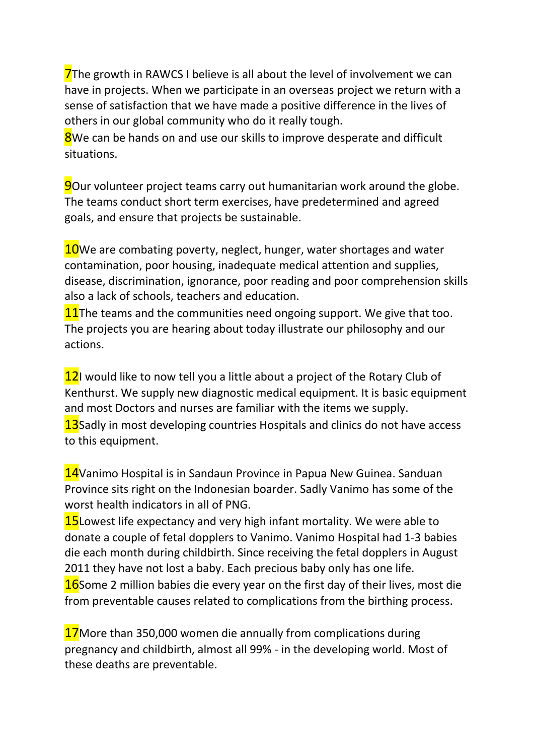7The growth in RAWCS I believe is all about the level of involvement we can have in projects. When we participate in an overseas project we return with a sense of satisfaction that we have made a positive difference in the lives of others in our global community who do it really tough.
8We can be hands on and use our skills to improve desperate and difficult situations.

9Our volunteer project teams carry out humanitarian work around the globe. The teams conduct short term exercises, have predetermined and agreed goals, and ensure that projects be sustainable.

10We are combating poverty, neglect, hunger, water shortages and water contamination, poor housing, inadequate medical attention and supplies, disease, discrimination, ignorance, poor reading and poor comprehension skills also a lack of schools, teachers and education.
11The teams and the communities need ongoing support. We give that too. The projects you are hearing about today illustrate our philosophy and our actions.

12I would like to now tell you a little about a project of the Rotary Club of Kenthurst. We supply new diagnostic medical equipment. It is basic equipment and most Doctors and nurses are familiar with the items we supply.
13Sadly in most developing countries Hospitals and clinics do not have access to this equipment.

14Vanimo Hospital is in Sandaun Province in Papua New Guinea. Sanduan Province sits right on the Indonesian boarder. Sadly Vanimo has some of the worst health indicators in all of PNG.
15Lowest life expectancy and very high infant mortality. We were able to donate a couple of fetal dopplers to Vanimo. Vanimo Hospital had 1-3 babies die each month during childbirth. Since receiving the fetal dopplers in August 2011 they have not lost a baby. Each precious baby only has one life.
16Some 2 million babies die every year on the first day of their lives, most die from preventable causes related to complications from the birthing process.

17More than 350,000 women die annually from complications during pregnancy and childbirth, almost all 99% - in the developing world. Most of these deaths are preventable.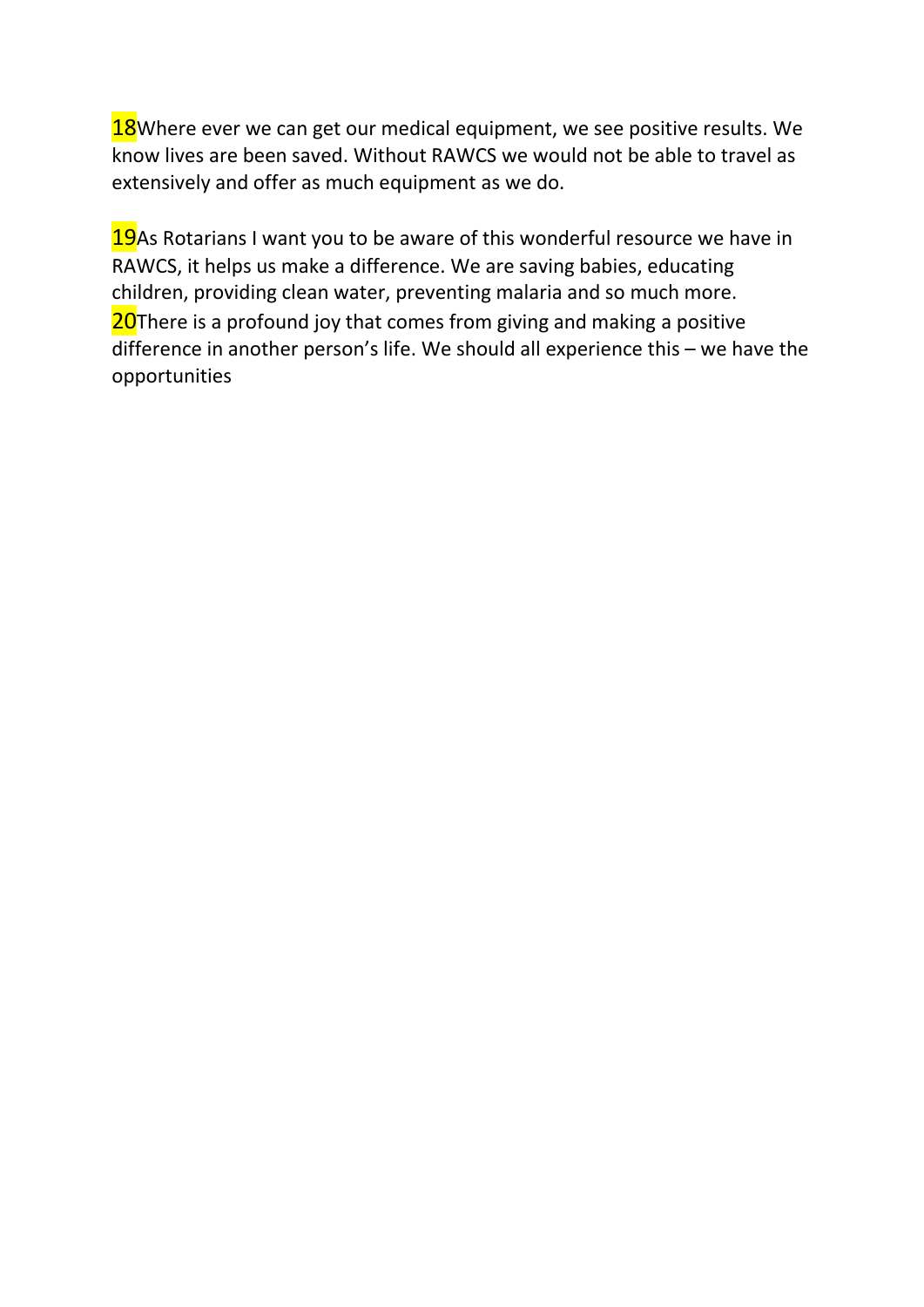18Where ever we can get our medical equipment, we see positive results. We know lives are been saved. Without RAWCS we would not be able to travel as extensively and offer as much equipment as we do.

19As Rotarians I want you to be aware of this wonderful resource we have in RAWCS, it helps us make a difference. We are saving babies, educating children, providing clean water, preventing malaria and so much more.
20There is a profound joy that comes from giving and making a positive difference in another person's life. We should all experience this – we have the opportunities